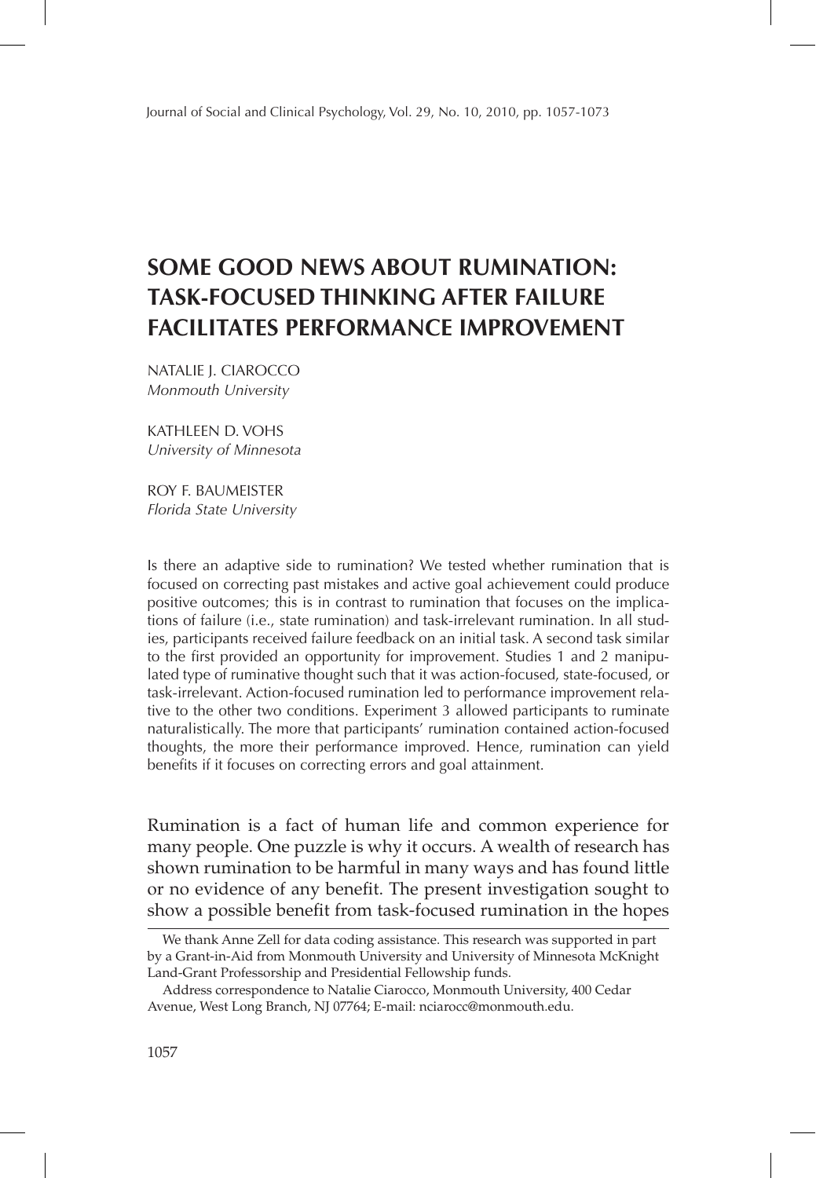# SOME GOOD NEWS ABOUT RUMINATION: TASK-FOCUSED THINKING AFTER FAILURE FACILITATES PERFORMANCE IMPROVEMENT

NATALIE J. CIAROCCO
*Monmouth University*

KATHLEEN D. VOHS
*University of Minnesota*

ROY F. BAUMEISTER
*Florida State University*

Is there an adaptive side to rumination? We tested whether rumination that is focused on correcting past mistakes and active goal achievement could produce positive outcomes; this is in contrast to rumination that focuses on the implications of failure (i.e., state rumination) and task-irrelevant rumination. In all studies, participants received failure feedback on an initial task. A second task similar to the first provided an opportunity for improvement. Studies 1 and 2 manipulated type of ruminative thought such that it was action-focused, state-focused, or task-irrelevant. Action-focused rumination led to performance improvement relative to the other two conditions. Experiment 3 allowed participants to ruminate naturalistically. The more that participants' rumination contained action-focused thoughts, the more their performance improved. Hence, rumination can yield benefits if it focuses on correcting errors and goal attainment.

Rumination is a fact of human life and common experience for many people. One puzzle is why it occurs. A wealth of research has shown rumination to be harmful in many ways and has found little or no evidence of any benefit. The present investigation sought to show a possible benefit from task-focused rumination in the hopes

We thank Anne Zell for data coding assistance. This research was supported in part by a Grant-in-Aid from Monmouth University and University of Minnesota McKnight Land-Grant Professorship and Presidential Fellowship funds.

Address correspondence to Natalie Ciarocco, Monmouth University, 400 Cedar Avenue, West Long Branch, NJ 07764; E-mail: nciarocc@monmouth.edu.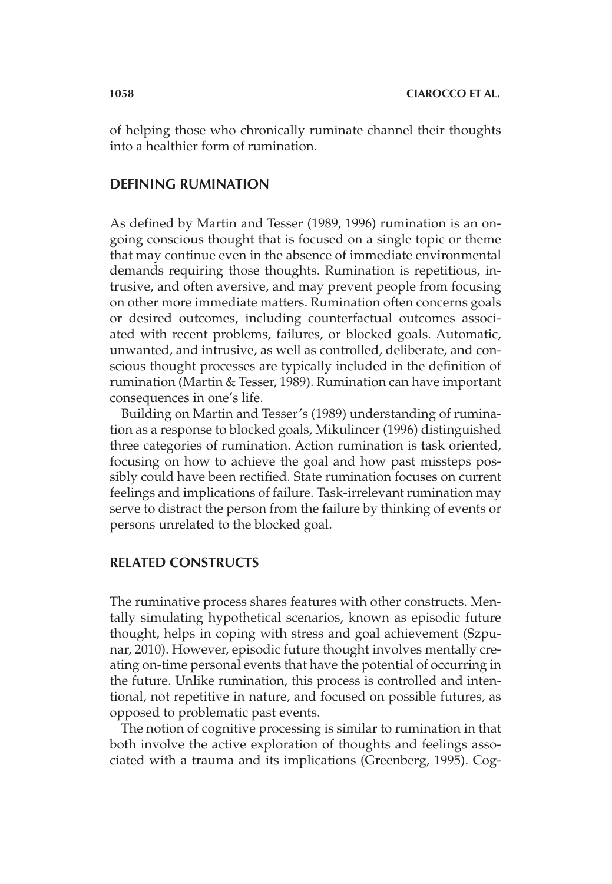of helping those who chronically ruminate channel their thoughts into a healthier form of rumination.

## DEFINING RUMINATION

As defined by Martin and Tesser (1989, 1996) rumination is an ongoing conscious thought that is focused on a single topic or theme that may continue even in the absence of immediate environmental demands requiring those thoughts. Rumination is repetitious, intrusive, and often aversive, and may prevent people from focusing on other more immediate matters. Rumination often concerns goals or desired outcomes, including counterfactual outcomes associated with recent problems, failures, or blocked goals. Automatic, unwanted, and intrusive, as well as controlled, deliberate, and conscious thought processes are typically included in the definition of rumination (Martin & Tesser, 1989). Rumination can have important consequences in one's life.

Building on Martin and Tesser's (1989) understanding of rumination as a response to blocked goals, Mikulincer (1996) distinguished three categories of rumination. Action rumination is task oriented, focusing on how to achieve the goal and how past missteps possibly could have been rectified. State rumination focuses on current feelings and implications of failure. Task-irrelevant rumination may serve to distract the person from the failure by thinking of events or persons unrelated to the blocked goal.

## RELATED CONSTRUCTS

The ruminative process shares features with other constructs. Mentally simulating hypothetical scenarios, known as episodic future thought, helps in coping with stress and goal achievement (Szpunar, 2010). However, episodic future thought involves mentally creating on-time personal events that have the potential of occurring in the future. Unlike rumination, this process is controlled and intentional, not repetitive in nature, and focused on possible futures, as opposed to problematic past events.

The notion of cognitive processing is similar to rumination in that both involve the active exploration of thoughts and feelings associated with a trauma and its implications (Greenberg, 1995). Cog-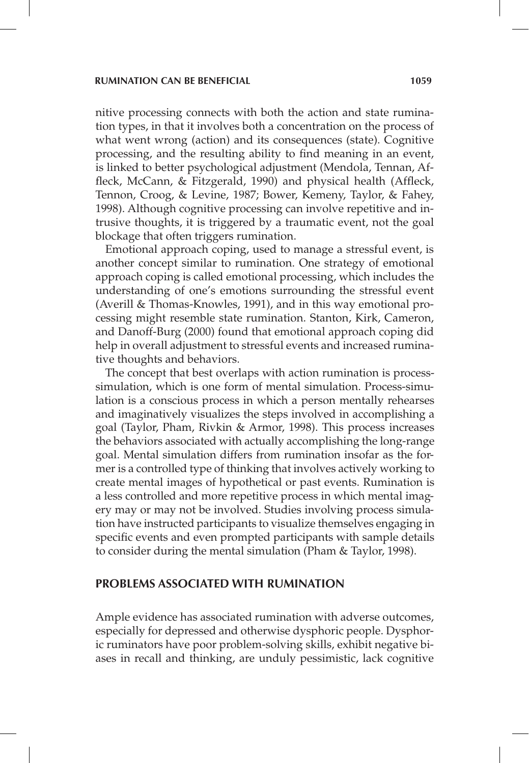nitive processing connects with both the action and state rumination types, in that it involves both a concentration on the process of what went wrong (action) and its consequences (state). Cognitive processing, and the resulting ability to find meaning in an event, is linked to better psychological adjustment (Mendola, Tennan, Affleck, McCann, & Fitzgerald, 1990) and physical health (Affleck, Tennon, Croog, & Levine, 1987; Bower, Kemeny, Taylor, & Fahey, 1998). Although cognitive processing can involve repetitive and intrusive thoughts, it is triggered by a traumatic event, not the goal blockage that often triggers rumination.

Emotional approach coping, used to manage a stressful event, is another concept similar to rumination. One strategy of emotional approach coping is called emotional processing, which includes the understanding of one's emotions surrounding the stressful event (Averill & Thomas-Knowles, 1991), and in this way emotional processing might resemble state rumination. Stanton, Kirk, Cameron, and Danoff-Burg (2000) found that emotional approach coping did help in overall adjustment to stressful events and increased ruminative thoughts and behaviors.

The concept that best overlaps with action rumination is process-simulation, which is one form of mental simulation. Process-simulation is a conscious process in which a person mentally rehearses and imaginatively visualizes the steps involved in accomplishing a goal (Taylor, Pham, Rivkin & Armor, 1998). This process increases the behaviors associated with actually accomplishing the long-range goal. Mental simulation differs from rumination insofar as the former is a controlled type of thinking that involves actively working to create mental images of hypothetical or past events. Rumination is a less controlled and more repetitive process in which mental imagery may or may not be involved. Studies involving process simulation have instructed participants to visualize themselves engaging in specific events and even prompted participants with sample details to consider during the mental simulation (Pham & Taylor, 1998).

## PROBLEMS ASSOCIATED WITH RUMINATION

Ample evidence has associated rumination with adverse outcomes, especially for depressed and otherwise dysphoric people. Dysphoric ruminators have poor problem-solving skills, exhibit negative biases in recall and thinking, are unduly pessimistic, lack cognitive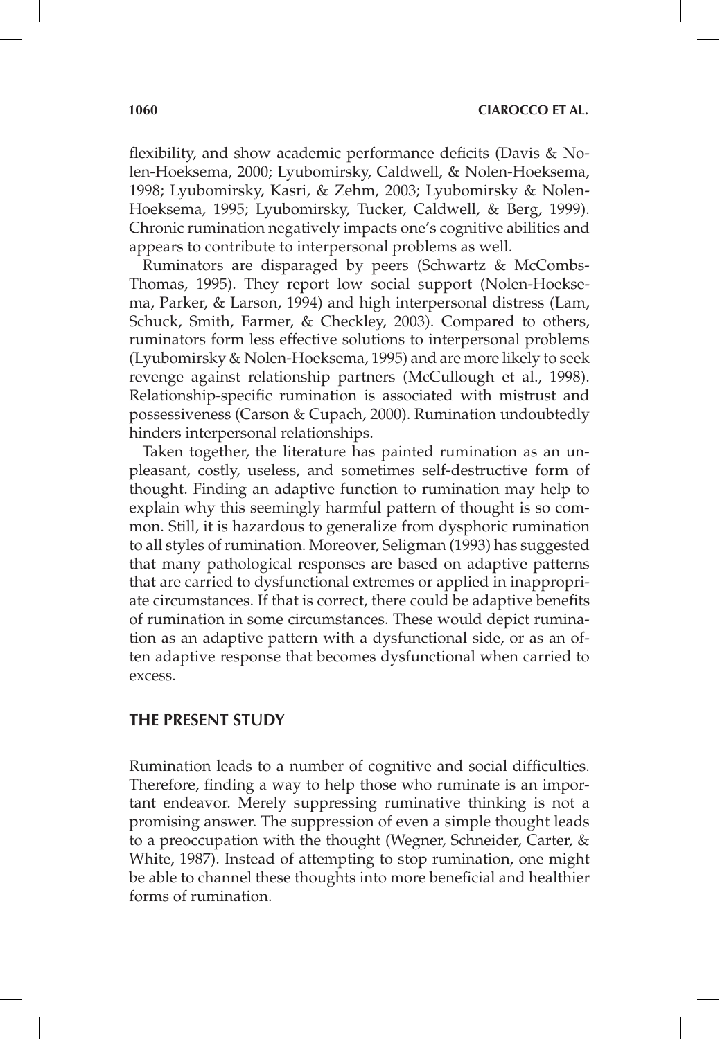flexibility, and show academic performance deficits (Davis & Nolen-Hoeksema, 2000; Lyubomirsky, Caldwell, & Nolen-Hoeksema, 1998; Lyubomirsky, Kasri, & Zehm, 2003; Lyubomirsky & Nolen-Hoeksema, 1995; Lyubomirsky, Tucker, Caldwell, & Berg, 1999). Chronic rumination negatively impacts one's cognitive abilities and appears to contribute to interpersonal problems as well.

Ruminators are disparaged by peers (Schwartz & McCombs-Thomas, 1995). They report low social support (Nolen-Hoeksema, Parker, & Larson, 1994) and high interpersonal distress (Lam, Schuck, Smith, Farmer, & Checkley, 2003). Compared to others, ruminators form less effective solutions to interpersonal problems (Lyubomirsky & Nolen-Hoeksema, 1995) and are more likely to seek revenge against relationship partners (McCullough et al., 1998). Relationship-specific rumination is associated with mistrust and possessiveness (Carson & Cupach, 2000). Rumination undoubtedly hinders interpersonal relationships.

Taken together, the literature has painted rumination as an unpleasant, costly, useless, and sometimes self-destructive form of thought. Finding an adaptive function to rumination may help to explain why this seemingly harmful pattern of thought is so common. Still, it is hazardous to generalize from dysphoric rumination to all styles of rumination. Moreover, Seligman (1993) has suggested that many pathological responses are based on adaptive patterns that are carried to dysfunctional extremes or applied in inappropriate circumstances. If that is correct, there could be adaptive benefits of rumination in some circumstances. These would depict rumination as an adaptive pattern with a dysfunctional side, or as an often adaptive response that becomes dysfunctional when carried to excess.

## THE PRESENT STUDY

Rumination leads to a number of cognitive and social difficulties. Therefore, finding a way to help those who ruminate is an important endeavor. Merely suppressing ruminative thinking is not a promising answer. The suppression of even a simple thought leads to a preoccupation with the thought (Wegner, Schneider, Carter, & White, 1987). Instead of attempting to stop rumination, one might be able to channel these thoughts into more beneficial and healthier forms of rumination.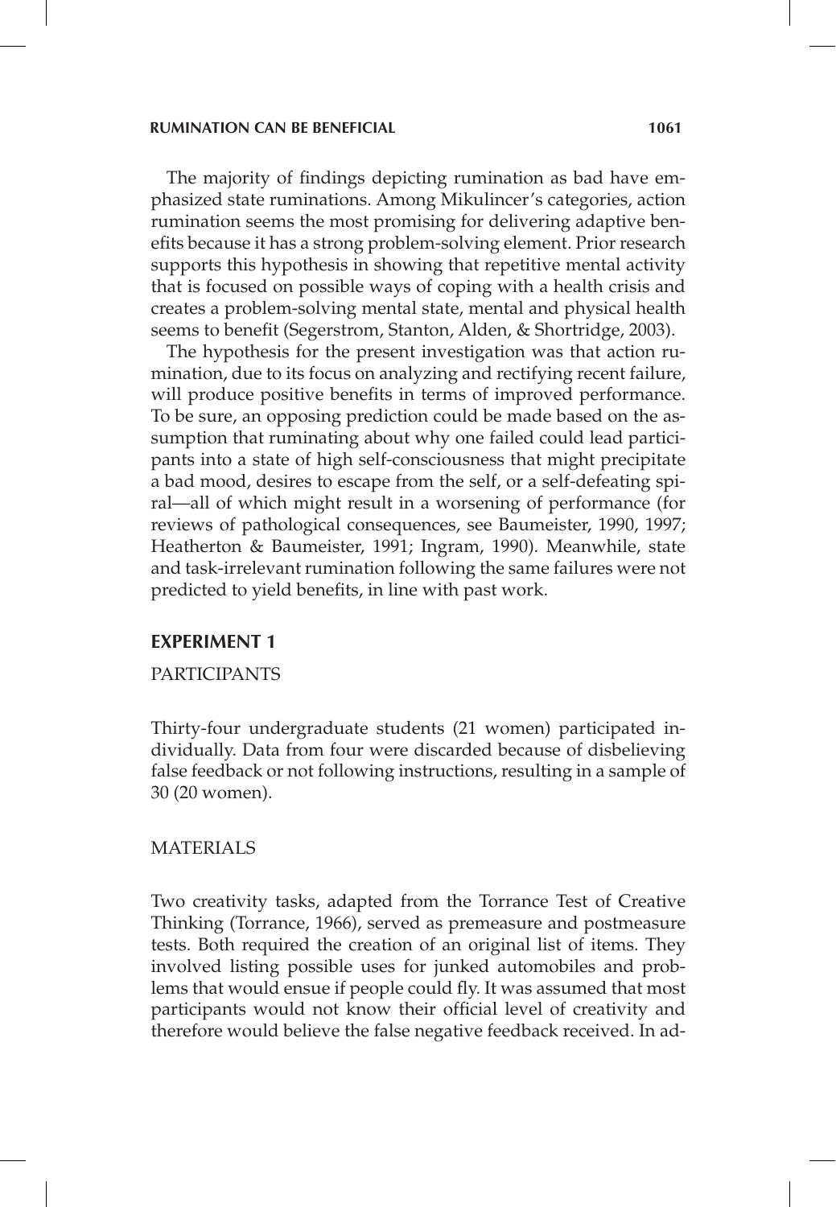The majority of findings depicting rumination as bad have emphasized state ruminations. Among Mikulincer's categories, action rumination seems the most promising for delivering adaptive benefits because it has a strong problem-solving element. Prior research supports this hypothesis in showing that repetitive mental activity that is focused on possible ways of coping with a health crisis and creates a problem-solving mental state, mental and physical health seems to benefit (Segerstrom, Stanton, Alden, & Shortridge, 2003).

The hypothesis for the present investigation was that action rumination, due to its focus on analyzing and rectifying recent failure, will produce positive benefits in terms of improved performance. To be sure, an opposing prediction could be made based on the assumption that ruminating about why one failed could lead participants into a state of high self-consciousness that might precipitate a bad mood, desires to escape from the self, or a self-defeating spiral—all of which might result in a worsening of performance (for reviews of pathological consequences, see Baumeister, 1990, 1997; Heatherton & Baumeister, 1991; Ingram, 1990). Meanwhile, state and task-irrelevant rumination following the same failures were not predicted to yield benefits, in line with past work.

## EXPERIMENT 1

### PARTICIPANTS

Thirty-four undergraduate students (21 women) participated individually. Data from four were discarded because of disbelieving false feedback or not following instructions, resulting in a sample of 30 (20 women).

### MATERIALS

Two creativity tasks, adapted from the Torrance Test of Creative Thinking (Torrance, 1966), served as premeasure and postmeasure tests. Both required the creation of an original list of items. They involved listing possible uses for junked automobiles and problems that would ensue if people could fly. It was assumed that most participants would not know their official level of creativity and therefore would believe the false negative feedback received. In ad-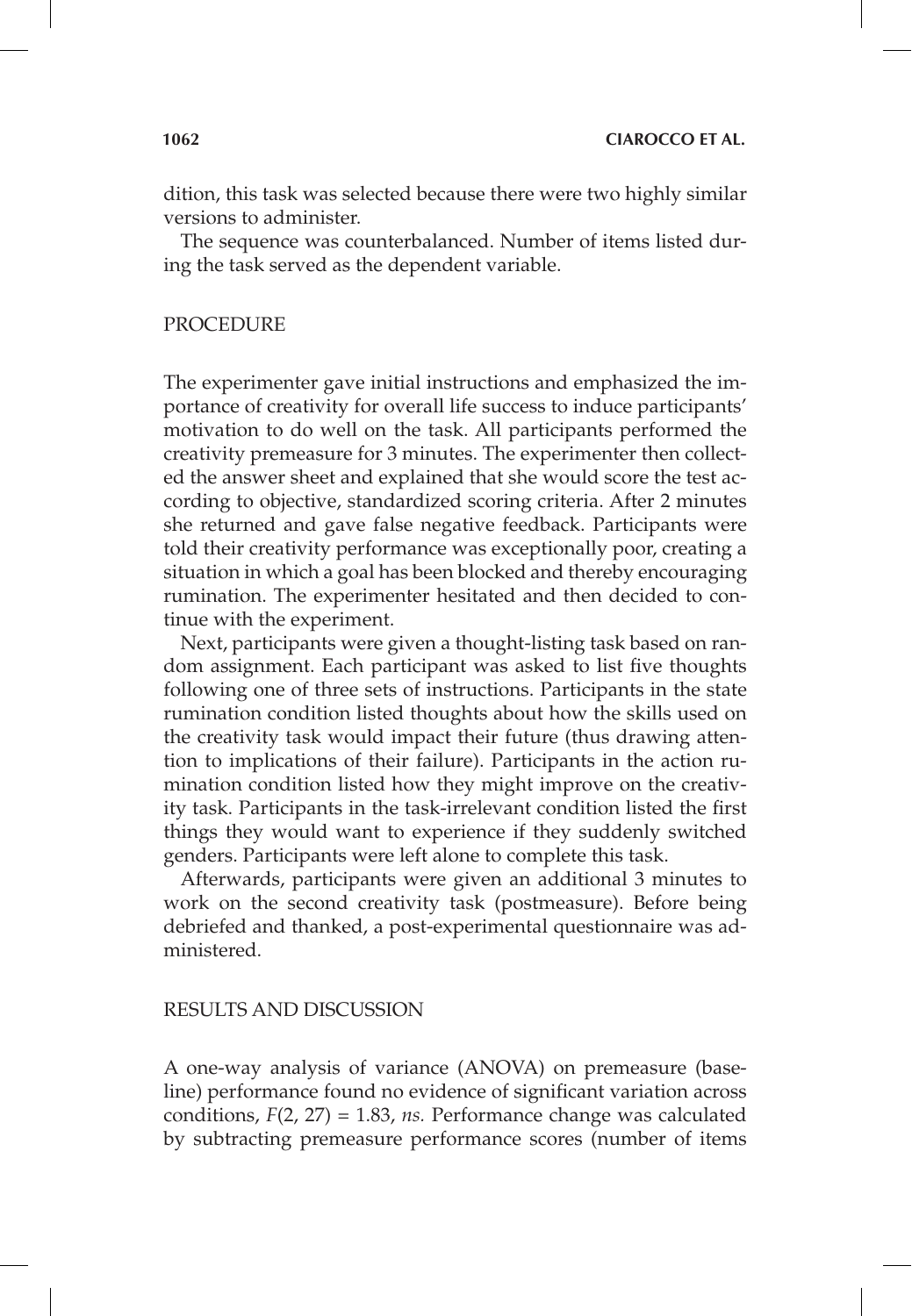dition, this task was selected because there were two highly similar versions to administer.

The sequence was counterbalanced. Number of items listed during the task served as the dependent variable.

## PROCEDURE

The experimenter gave initial instructions and emphasized the importance of creativity for overall life success to induce participants' motivation to do well on the task. All participants performed the creativity premeasure for 3 minutes. The experimenter then collected the answer sheet and explained that she would score the test according to objective, standardized scoring criteria. After 2 minutes she returned and gave false negative feedback. Participants were told their creativity performance was exceptionally poor, creating a situation in which a goal has been blocked and thereby encouraging rumination. The experimenter hesitated and then decided to continue with the experiment.

Next, participants were given a thought-listing task based on random assignment. Each participant was asked to list five thoughts following one of three sets of instructions. Participants in the state rumination condition listed thoughts about how the skills used on the creativity task would impact their future (thus drawing attention to implications of their failure). Participants in the action rumination condition listed how they might improve on the creativity task. Participants in the task-irrelevant condition listed the first things they would want to experience if they suddenly switched genders. Participants were left alone to complete this task.

Afterwards, participants were given an additional 3 minutes to work on the second creativity task (postmeasure). Before being debriefed and thanked, a post-experimental questionnaire was administered.

## RESULTS AND DISCUSSION

A one-way analysis of variance (ANOVA) on premeasure (baseline) performance found no evidence of significant variation across conditions, $F(2, 27) = 1.83$, *ns.* Performance change was calculated by subtracting premeasure performance scores (number of items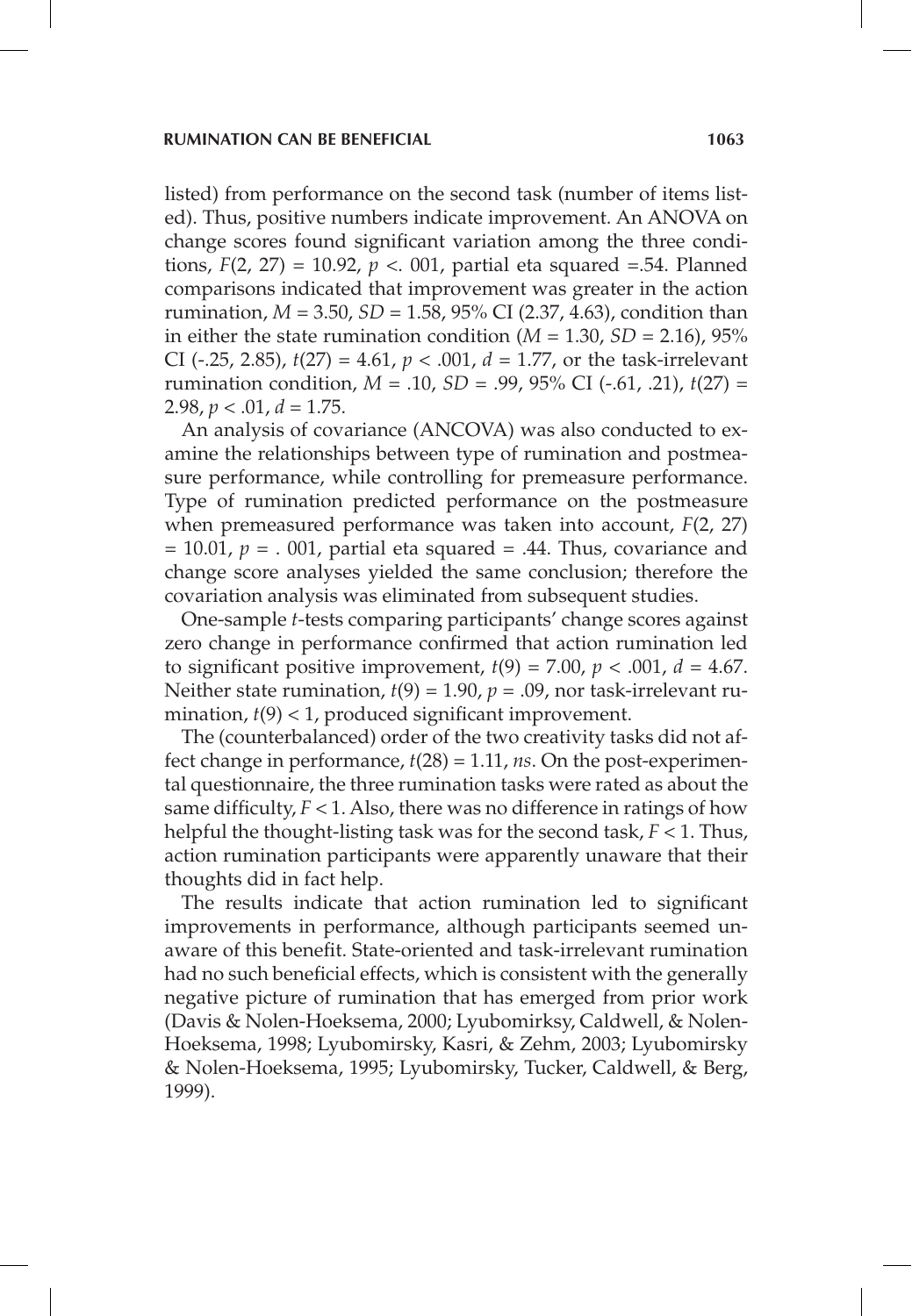listed) from performance on the second task (number of items listed). Thus, positive numbers indicate improvement. An ANOVA on change scores found significant variation among the three conditions, $F(2, 27) = 10.92$, $p <. 001$, partial eta squared =.54. Planned comparisons indicated that improvement was greater in the action rumination, $M = 3.50$, $SD = 1.58$, 95% CI (2.37, 4.63), condition than in either the state rumination condition ($M = 1.30$, $SD = 2.16$), 95% CI (-.25, 2.85), $t(27) = 4.61$, $p < .001$, $d = 1.77$, or the task-irrelevant rumination condition, $M = .10$, $SD = .99$, 95% CI (-.61, .21), $t(27) = 2.98$, $p < .01$, $d = 1.75$.

An analysis of covariance (ANCOVA) was also conducted to examine the relationships between type of rumination and postmeasure performance, while controlling for premeasure performance. Type of rumination predicted performance on the postmeasure when premeasured performance was taken into account, $F(2, 27) = 10.01$, $p = .\ 001$, partial eta squared = .44. Thus, covariance and change score analyses yielded the same conclusion; therefore the covariation analysis was eliminated from subsequent studies.

One-sample *t*-tests comparing participants' change scores against zero change in performance confirmed that action rumination led to significant positive improvement, $t(9) = 7.00$, $p < .001$, $d = 4.67$. Neither state rumination, $t(9) = 1.90$, $p = .09$, nor task-irrelevant rumination, $t(9) < 1$, produced significant improvement.

The (counterbalanced) order of the two creativity tasks did not affect change in performance, $t(28) = 1.11$, *ns*. On the post-experimental questionnaire, the three rumination tasks were rated as about the same difficulty, $F < 1$. Also, there was no difference in ratings of how helpful the thought-listing task was for the second task, $F < 1$. Thus, action rumination participants were apparently unaware that their thoughts did in fact help.

The results indicate that action rumination led to significant improvements in performance, although participants seemed unaware of this benefit. State-oriented and task-irrelevant rumination had no such beneficial effects, which is consistent with the generally negative picture of rumination that has emerged from prior work (Davis & Nolen-Hoeksema, 2000; Lyubomirksy, Caldwell, & Nolen-Hoeksema, 1998; Lyubomirsky, Kasri, & Zehm, 2003; Lyubomirsky & Nolen-Hoeksema, 1995; Lyubomirsky, Tucker, Caldwell, & Berg, 1999).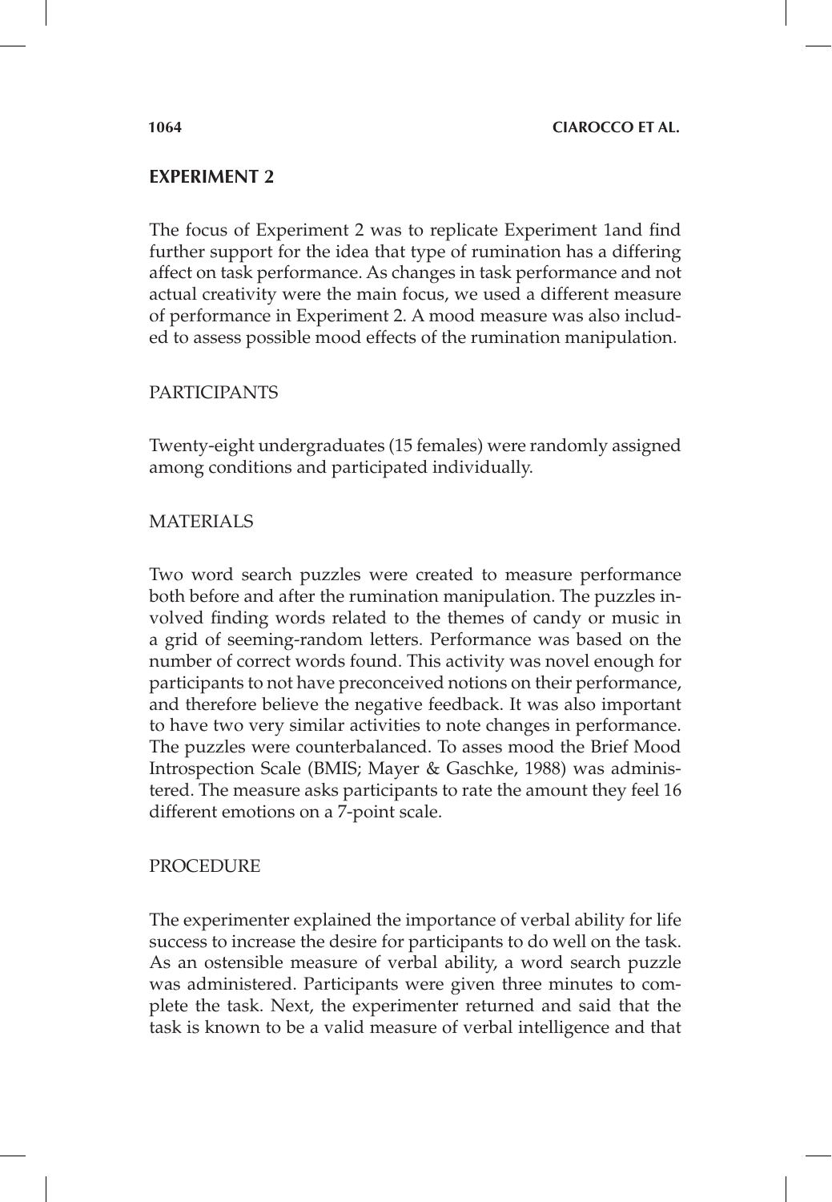## EXPERIMENT 2

The focus of Experiment 2 was to replicate Experiment 1and find further support for the idea that type of rumination has a differing affect on task performance. As changes in task performance and not actual creativity were the main focus, we used a different measure of performance in Experiment 2. A mood measure was also included to assess possible mood effects of the rumination manipulation.

### PARTICIPANTS

Twenty-eight undergraduates (15 females) were randomly assigned among conditions and participated individually.

### MATERIALS

Two word search puzzles were created to measure performance both before and after the rumination manipulation. The puzzles involved finding words related to the themes of candy or music in a grid of seeming-random letters. Performance was based on the number of correct words found. This activity was novel enough for participants to not have preconceived notions on their performance, and therefore believe the negative feedback. It was also important to have two very similar activities to note changes in performance. The puzzles were counterbalanced. To asses mood the Brief Mood Introspection Scale (BMIS; Mayer & Gaschke, 1988) was administered. The measure asks participants to rate the amount they feel 16 different emotions on a 7-point scale.

### PROCEDURE

The experimenter explained the importance of verbal ability for life success to increase the desire for participants to do well on the task. As an ostensible measure of verbal ability, a word search puzzle was administered. Participants were given three minutes to complete the task. Next, the experimenter returned and said that the task is known to be a valid measure of verbal intelligence and that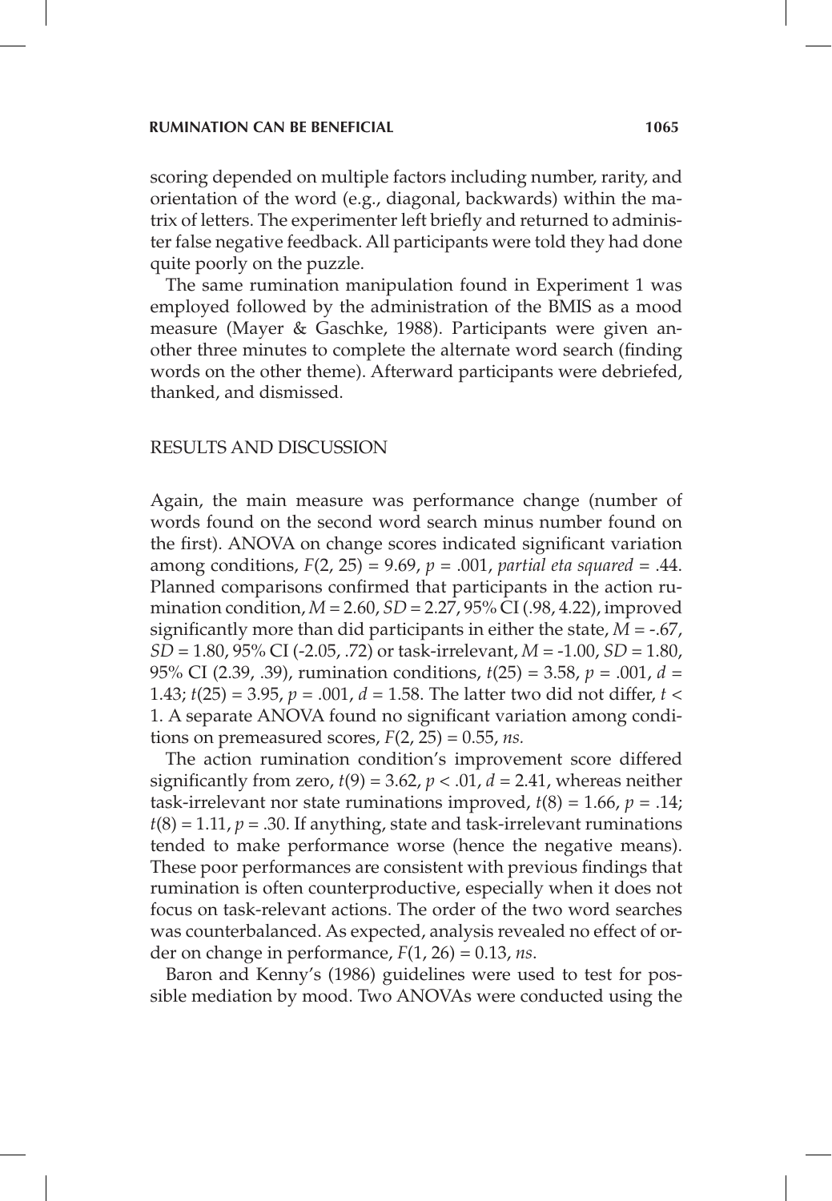scoring depended on multiple factors including number, rarity, and orientation of the word (e.g., diagonal, backwards) within the matrix of letters. The experimenter left briefly and returned to administer false negative feedback. All participants were told they had done quite poorly on the puzzle.

The same rumination manipulation found in Experiment 1 was employed followed by the administration of the BMIS as a mood measure (Mayer & Gaschke, 1988). Participants were given another three minutes to complete the alternate word search (finding words on the other theme). Afterward participants were debriefed, thanked, and dismissed.

## RESULTS AND DISCUSSION

Again, the main measure was performance change (number of words found on the second word search minus number found on the first). ANOVA on change scores indicated significant variation among conditions, $F(2, 25) = 9.69$, $p = .001$, *partial eta squared* = .44. Planned comparisons confirmed that participants in the action rumination condition, $M = 2.60$, $SD = 2.27$, 95% CI (.98, 4.22), improved significantly more than did participants in either the state, $M = -.67$, $SD = 1.80$, 95% CI (-2.05, .72) or task-irrelevant, $M = -1.00$, $SD = 1.80$, 95% CI (2.39, .39), rumination conditions, $t(25) = 3.58$, $p = .001$, $d = 1.43$; $t(25) = 3.95$, $p = .001$, $d = 1.58$. The latter two did not differ, $t < 1$. A separate ANOVA found no significant variation among conditions on premeasured scores, $F(2, 25) = 0.55$, *ns.*

The action rumination condition's improvement score differed significantly from zero, $t(9) = 3.62$, $p < .01$, $d = 2.41$, whereas neither task-irrelevant nor state ruminations improved, $t(8) = 1.66$, $p = .14$; $t(8) = 1.11$, $p = .30$. If anything, state and task-irrelevant ruminations tended to make performance worse (hence the negative means). These poor performances are consistent with previous findings that rumination is often counterproductive, especially when it does not focus on task-relevant actions. The order of the two word searches was counterbalanced. As expected, analysis revealed no effect of order on change in performance, $F(1, 26) = 0.13$, *ns*.

Baron and Kenny's (1986) guidelines were used to test for possible mediation by mood. Two ANOVAs were conducted using the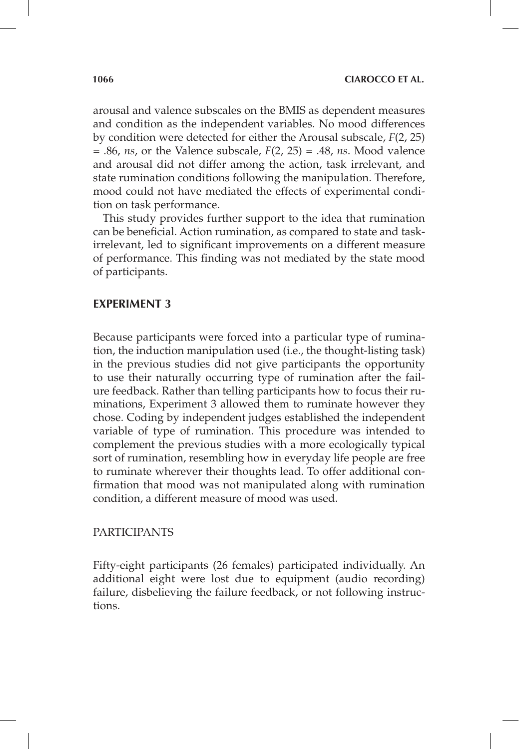arousal and valence subscales on the BMIS as dependent measures and condition as the independent variables. No mood differences by condition were detected for either the Arousal subscale, $F(2, 25) = .86$, *ns*, or the Valence subscale, $F(2, 25) = .48$, *ns*. Mood valence and arousal did not differ among the action, task irrelevant, and state rumination conditions following the manipulation. Therefore, mood could not have mediated the effects of experimental condition on task performance.

This study provides further support to the idea that rumination can be beneficial. Action rumination, as compared to state and task-irrelevant, led to significant improvements on a different measure of performance. This finding was not mediated by the state mood of participants.

## EXPERIMENT 3

Because participants were forced into a particular type of rumination, the induction manipulation used (i.e., the thought-listing task) in the previous studies did not give participants the opportunity to use their naturally occurring type of rumination after the failure feedback. Rather than telling participants how to focus their ruminations, Experiment 3 allowed them to ruminate however they chose. Coding by independent judges established the independent variable of type of rumination. This procedure was intended to complement the previous studies with a more ecologically typical sort of rumination, resembling how in everyday life people are free to ruminate wherever their thoughts lead. To offer additional confirmation that mood was not manipulated along with rumination condition, a different measure of mood was used.

### PARTICIPANTS

Fifty-eight participants (26 females) participated individually. An additional eight were lost due to equipment (audio recording) failure, disbelieving the failure feedback, or not following instructions.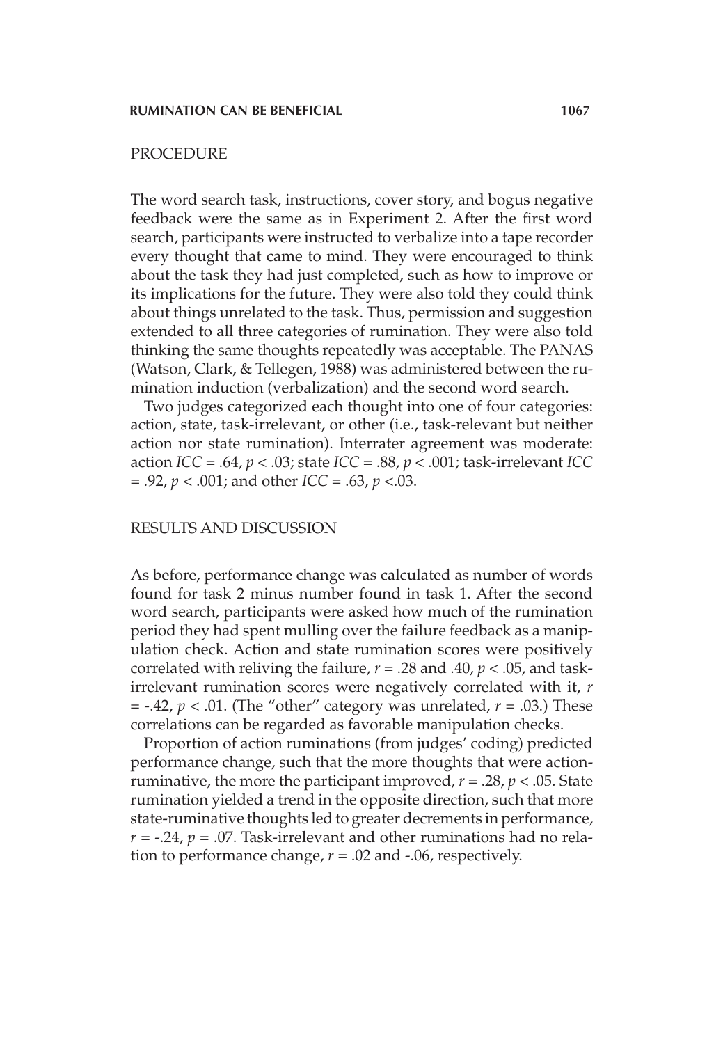## PROCEDURE

The word search task, instructions, cover story, and bogus negative feedback were the same as in Experiment 2. After the first word search, participants were instructed to verbalize into a tape recorder every thought that came to mind. They were encouraged to think about the task they had just completed, such as how to improve or its implications for the future. They were also told they could think about things unrelated to the task. Thus, permission and suggestion extended to all three categories of rumination. They were also told thinking the same thoughts repeatedly was acceptable. The PANAS (Watson, Clark, & Tellegen, 1988) was administered between the rumination induction (verbalization) and the second word search.

Two judges categorized each thought into one of four categories: action, state, task-irrelevant, or other (i.e., task-relevant but neither action nor state rumination). Interrater agreement was moderate: action $ICC = .64$, $p < .03$; state $ICC = .88$, $p < .001$; task-irrelevant $ICC = .92$, $p < .001$; and other $ICC = .63$, $p < .03$.

## RESULTS AND DISCUSSION

As before, performance change was calculated as number of words found for task 2 minus number found in task 1. After the second word search, participants were asked how much of the rumination period they had spent mulling over the failure feedback as a manipulation check. Action and state rumination scores were positively correlated with reliving the failure, $r = .28$ and $.40$, $p < .05$, and task-irrelevant rumination scores were negatively correlated with it, $r = -.42$, $p < .01$. (The "other" category was unrelated, $r = .03$.) These correlations can be regarded as favorable manipulation checks.

Proportion of action ruminations (from judges' coding) predicted performance change, such that the more thoughts that were action-ruminative, the more the participant improved, $r = .28$, $p < .05$. State rumination yielded a trend in the opposite direction, such that more state-ruminative thoughts led to greater decrements in performance, $r = -.24$, $p = .07$. Task-irrelevant and other ruminations had no relation to performance change, $r = .02$ and $-.06$, respectively.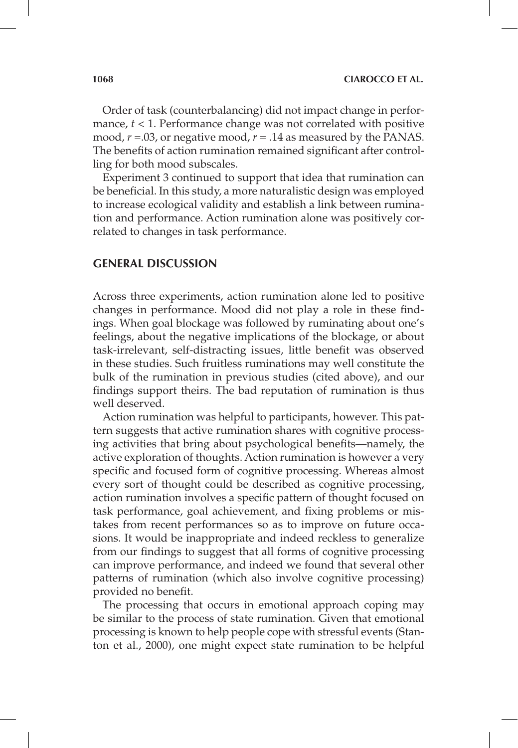Order of task (counterbalancing) did not impact change in performance, $t < 1$. Performance change was not correlated with positive mood, $r = .03$, or negative mood, $r = .14$ as measured by the PANAS. The benefits of action rumination remained significant after controlling for both mood subscales.

Experiment 3 continued to support that idea that rumination can be beneficial. In this study, a more naturalistic design was employed to increase ecological validity and establish a link between rumination and performance. Action rumination alone was positively correlated to changes in task performance.

## GENERAL DISCUSSION

Across three experiments, action rumination alone led to positive changes in performance. Mood did not play a role in these findings. When goal blockage was followed by ruminating about one's feelings, about the negative implications of the blockage, or about task-irrelevant, self-distracting issues, little benefit was observed in these studies. Such fruitless ruminations may well constitute the bulk of the rumination in previous studies (cited above), and our findings support theirs. The bad reputation of rumination is thus well deserved.

Action rumination was helpful to participants, however. This pattern suggests that active rumination shares with cognitive processing activities that bring about psychological benefits—namely, the active exploration of thoughts. Action rumination is however a very specific and focused form of cognitive processing. Whereas almost every sort of thought could be described as cognitive processing, action rumination involves a specific pattern of thought focused on task performance, goal achievement, and fixing problems or mistakes from recent performances so as to improve on future occasions. It would be inappropriate and indeed reckless to generalize from our findings to suggest that all forms of cognitive processing can improve performance, and indeed we found that several other patterns of rumination (which also involve cognitive processing) provided no benefit.

The processing that occurs in emotional approach coping may be similar to the process of state rumination. Given that emotional processing is known to help people cope with stressful events (Stanton et al., 2000), one might expect state rumination to be helpful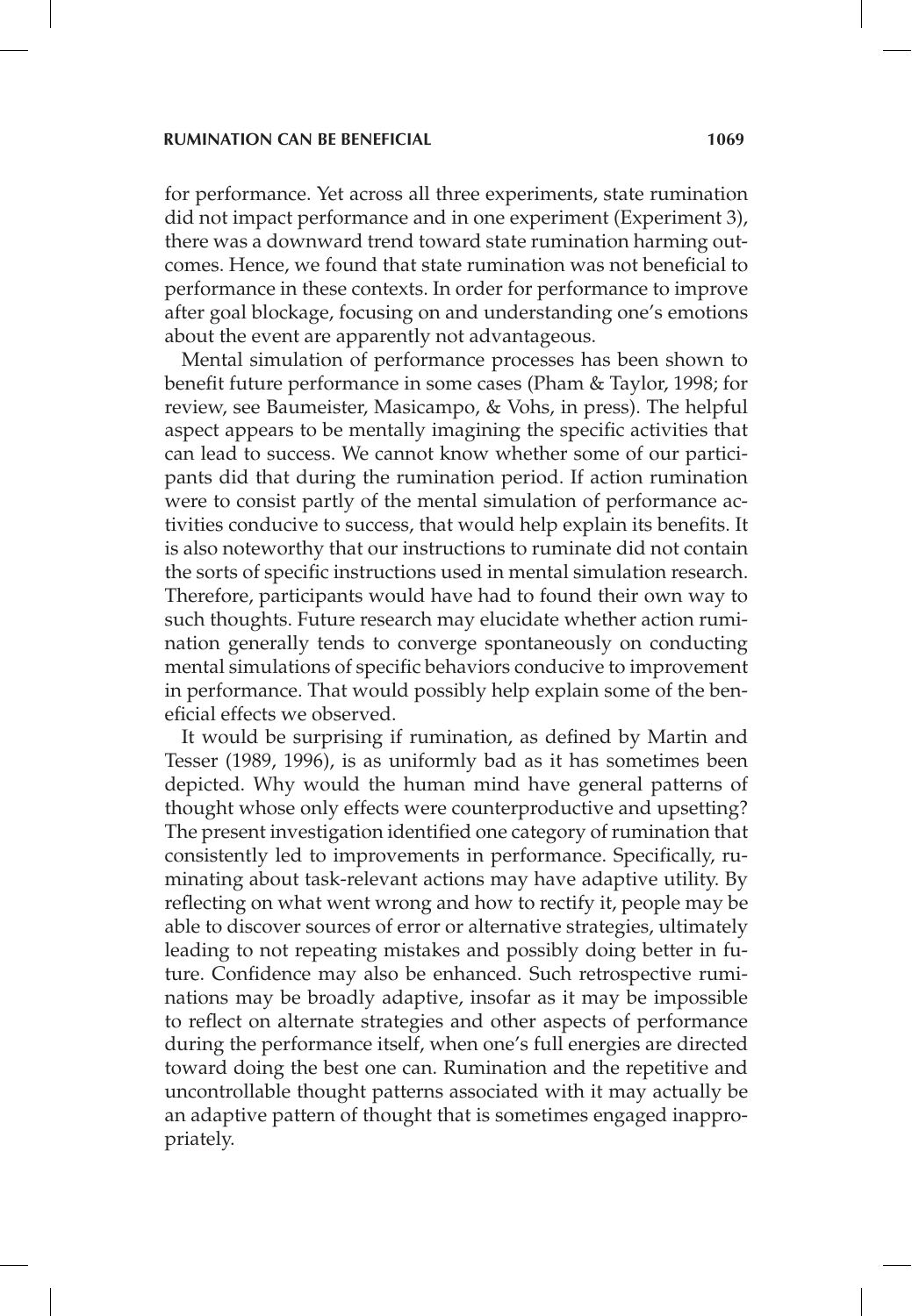for performance. Yet across all three experiments, state rumination did not impact performance and in one experiment (Experiment 3), there was a downward trend toward state rumination harming outcomes. Hence, we found that state rumination was not beneficial to performance in these contexts. In order for performance to improve after goal blockage, focusing on and understanding one's emotions about the event are apparently not advantageous.

Mental simulation of performance processes has been shown to benefit future performance in some cases (Pham & Taylor, 1998; for review, see Baumeister, Masicampo, & Vohs, in press). The helpful aspect appears to be mentally imagining the specific activities that can lead to success. We cannot know whether some of our participants did that during the rumination period. If action rumination were to consist partly of the mental simulation of performance activities conducive to success, that would help explain its benefits. It is also noteworthy that our instructions to ruminate did not contain the sorts of specific instructions used in mental simulation research. Therefore, participants would have had to found their own way to such thoughts. Future research may elucidate whether action rumination generally tends to converge spontaneously on conducting mental simulations of specific behaviors conducive to improvement in performance. That would possibly help explain some of the beneficial effects we observed.

It would be surprising if rumination, as defined by Martin and Tesser (1989, 1996), is as uniformly bad as it has sometimes been depicted. Why would the human mind have general patterns of thought whose only effects were counterproductive and upsetting? The present investigation identified one category of rumination that consistently led to improvements in performance. Specifically, ruminating about task-relevant actions may have adaptive utility. By reflecting on what went wrong and how to rectify it, people may be able to discover sources of error or alternative strategies, ultimately leading to not repeating mistakes and possibly doing better in future. Confidence may also be enhanced. Such retrospective ruminations may be broadly adaptive, insofar as it may be impossible to reflect on alternate strategies and other aspects of performance during the performance itself, when one's full energies are directed toward doing the best one can. Rumination and the repetitive and uncontrollable thought patterns associated with it may actually be an adaptive pattern of thought that is sometimes engaged inappropriately.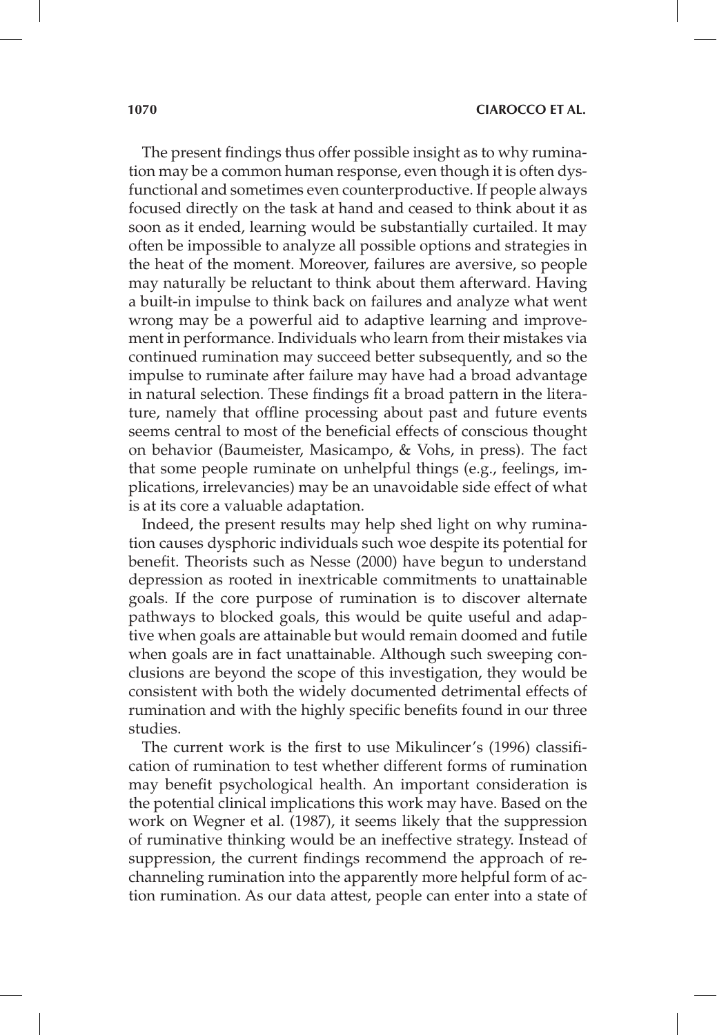The present findings thus offer possible insight as to why rumination may be a common human response, even though it is often dysfunctional and sometimes even counterproductive. If people always focused directly on the task at hand and ceased to think about it as soon as it ended, learning would be substantially curtailed. It may often be impossible to analyze all possible options and strategies in the heat of the moment. Moreover, failures are aversive, so people may naturally be reluctant to think about them afterward. Having a built-in impulse to think back on failures and analyze what went wrong may be a powerful aid to adaptive learning and improvement in performance. Individuals who learn from their mistakes via continued rumination may succeed better subsequently, and so the impulse to ruminate after failure may have had a broad advantage in natural selection. These findings fit a broad pattern in the literature, namely that offline processing about past and future events seems central to most of the beneficial effects of conscious thought on behavior (Baumeister, Masicampo, & Vohs, in press). The fact that some people ruminate on unhelpful things (e.g., feelings, implications, irrelevancies) may be an unavoidable side effect of what is at its core a valuable adaptation.

Indeed, the present results may help shed light on why rumination causes dysphoric individuals such woe despite its potential for benefit. Theorists such as Nesse (2000) have begun to understand depression as rooted in inextricable commitments to unattainable goals. If the core purpose of rumination is to discover alternate pathways to blocked goals, this would be quite useful and adaptive when goals are attainable but would remain doomed and futile when goals are in fact unattainable. Although such sweeping conclusions are beyond the scope of this investigation, they would be consistent with both the widely documented detrimental effects of rumination and with the highly specific benefits found in our three studies.

The current work is the first to use Mikulincer's (1996) classification of rumination to test whether different forms of rumination may benefit psychological health. An important consideration is the potential clinical implications this work may have. Based on the work on Wegner et al. (1987), it seems likely that the suppression of ruminative thinking would be an ineffective strategy. Instead of suppression, the current findings recommend the approach of rechanneling rumination into the apparently more helpful form of action rumination. As our data attest, people can enter into a state of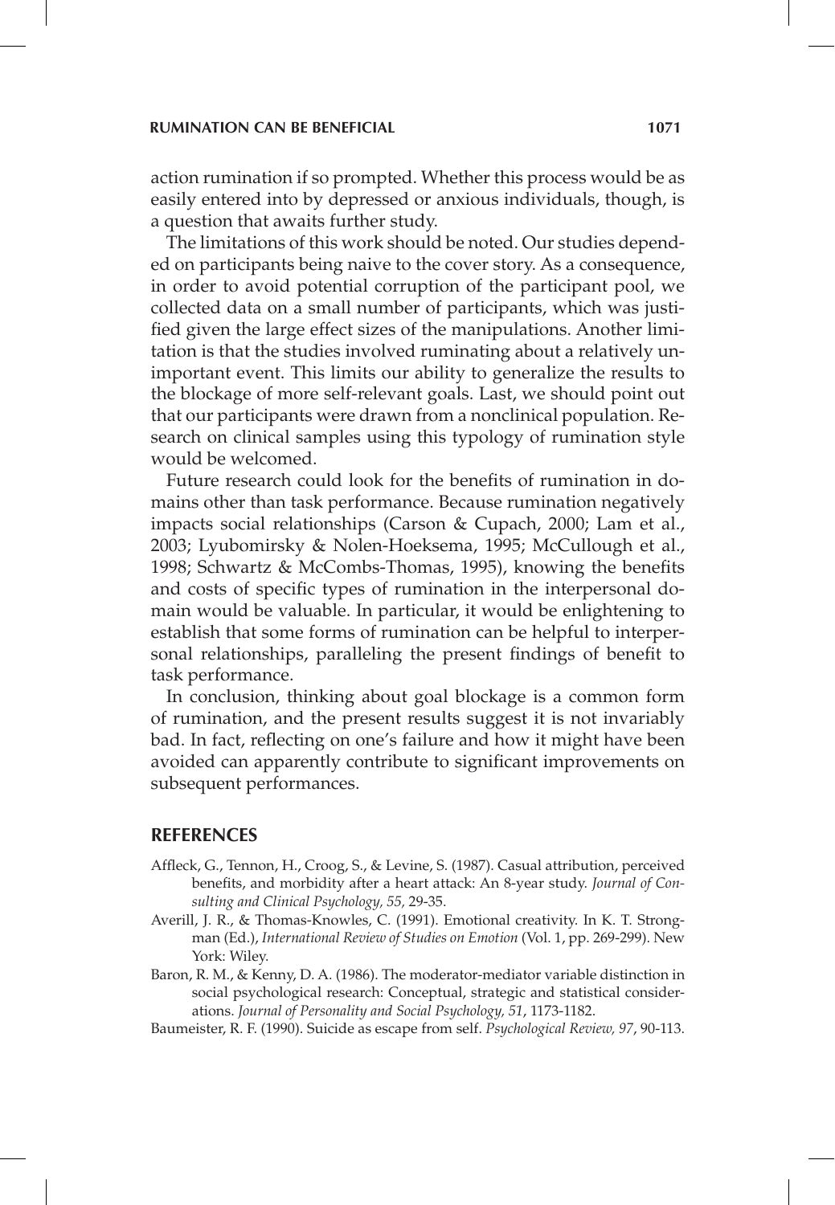action rumination if so prompted. Whether this process would be as easily entered into by depressed or anxious individuals, though, is a question that awaits further study.

The limitations of this work should be noted. Our studies depended on participants being naive to the cover story. As a consequence, in order to avoid potential corruption of the participant pool, we collected data on a small number of participants, which was justified given the large effect sizes of the manipulations. Another limitation is that the studies involved ruminating about a relatively unimportant event. This limits our ability to generalize the results to the blockage of more self-relevant goals. Last, we should point out that our participants were drawn from a nonclinical population. Research on clinical samples using this typology of rumination style would be welcomed.

Future research could look for the benefits of rumination in domains other than task performance. Because rumination negatively impacts social relationships (Carson & Cupach, 2000; Lam et al., 2003; Lyubomirsky & Nolen-Hoeksema, 1995; McCullough et al., 1998; Schwartz & McCombs-Thomas, 1995), knowing the benefits and costs of specific types of rumination in the interpersonal domain would be valuable. In particular, it would be enlightening to establish that some forms of rumination can be helpful to interpersonal relationships, paralleling the present findings of benefit to task performance.

In conclusion, thinking about goal blockage is a common form of rumination, and the present results suggest it is not invariably bad. In fact, reflecting on one's failure and how it might have been avoided can apparently contribute to significant improvements on subsequent performances.

## REFERENCES

Affleck, G., Tennon, H., Croog, S., & Levine, S. (1987). Casual attribution, perceived benefits, and morbidity after a heart attack: An 8-year study. *Journal of Consulting and Clinical Psychology, 55,* 29-35.

Averill, J. R., & Thomas-Knowles, C. (1991). Emotional creativity. In K. T. Strongman (Ed.), *International Review of Studies on Emotion* (Vol. 1, pp. 269-299). New York: Wiley.

Baron, R. M., & Kenny, D. A. (1986). The moderator-mediator variable distinction in social psychological research: Conceptual, strategic and statistical considerations. *Journal of Personality and Social Psychology, 51*, 1173-1182.

Baumeister, R. F. (1990). Suicide as escape from self. *Psychological Review, 97*, 90-113.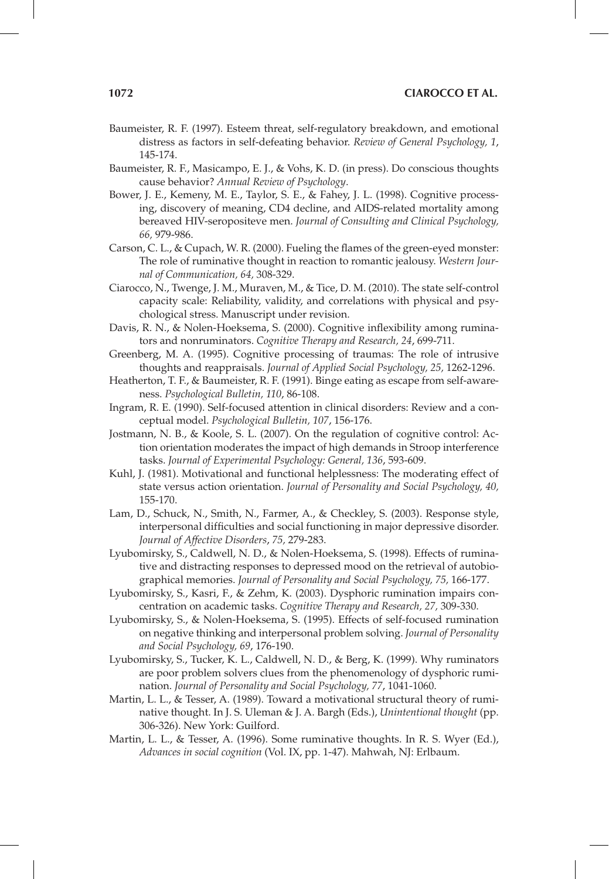Baumeister, R. F. (1997). Esteem threat, self-regulatory breakdown, and emotional distress as factors in self-defeating behavior. *Review of General Psychology, 1*, 145-174.

Baumeister, R. F., Masicampo, E. J., & Vohs, K. D. (in press). Do conscious thoughts cause behavior? *Annual Review of Psychology*.

Bower, J. E., Kemeny, M. E., Taylor, S. E., & Fahey, J. L. (1998). Cognitive processing, discovery of meaning, CD4 decline, and AIDS-related mortality among bereaved HIV-seropositeve men. *Journal of Consulting and Clinical Psychology, 66*, 979-986.

Carson, C. L., & Cupach, W. R. (2000). Fueling the flames of the green-eyed monster: The role of ruminative thought in reaction to romantic jealousy. *Western Journal of Communication, 64*, 308-329.

Ciarocco, N., Twenge, J. M., Muraven, M., & Tice, D. M. (2010). The state self-control capacity scale: Reliability, validity, and correlations with physical and psychological stress. Manuscript under revision.

Davis, R. N., & Nolen-Hoeksema, S. (2000). Cognitive inflexibility among ruminators and nonruminators. *Cognitive Therapy and Research, 24*, 699-711.

Greenberg, M. A. (1995). Cognitive processing of traumas: The role of intrusive thoughts and reappraisals. *Journal of Applied Social Psychology, 25*, 1262-1296.

Heatherton, T. F., & Baumeister, R. F. (1991). Binge eating as escape from self-awareness. *Psychological Bulletin, 110*, 86-108.

Ingram, R. E. (1990). Self-focused attention in clinical disorders: Review and a conceptual model. *Psychological Bulletin, 107*, 156-176.

Jostmann, N. B., & Koole, S. L. (2007). On the regulation of cognitive control: Action orientation moderates the impact of high demands in Stroop interference tasks. *Journal of Experimental Psychology: General, 136*, 593-609.

Kuhl, J. (1981). Motivational and functional helplessness: The moderating effect of state versus action orientation. *Journal of Personality and Social Psychology, 40*, 155-170.

Lam, D., Schuck, N., Smith, N., Farmer, A., & Checkley, S. (2003). Response style, interpersonal difficulties and social functioning in major depressive disorder. *Journal of Affective Disorders, 75*, 279-283.

Lyubomirsky, S., Caldwell, N. D., & Nolen-Hoeksema, S. (1998). Effects of ruminative and distracting responses to depressed mood on the retrieval of autobiographical memories. *Journal of Personality and Social Psychology, 75*, 166-177.

Lyubomirsky, S., Kasri, F., & Zehm, K. (2003). Dysphoric rumination impairs concentration on academic tasks. *Cognitive Therapy and Research, 27*, 309-330.

Lyubomirsky, S., & Nolen-Hoeksema, S. (1995). Effects of self-focused rumination on negative thinking and interpersonal problem solving. *Journal of Personality and Social Psychology, 69*, 176-190.

Lyubomirsky, S., Tucker, K. L., Caldwell, N. D., & Berg, K. (1999). Why ruminators are poor problem solvers clues from the phenomenology of dysphoric rumination. *Journal of Personality and Social Psychology, 77*, 1041-1060.

Martin, L. L., & Tesser, A. (1989). Toward a motivational structural theory of ruminative thought. In J. S. Uleman & J. A. Bargh (Eds.), *Unintentional thought* (pp. 306-326). New York: Guilford.

Martin, L. L., & Tesser, A. (1996). Some ruminative thoughts. In R. S. Wyer (Ed.), *Advances in social cognition* (Vol. IX, pp. 1-47). Mahwah, NJ: Erlbaum.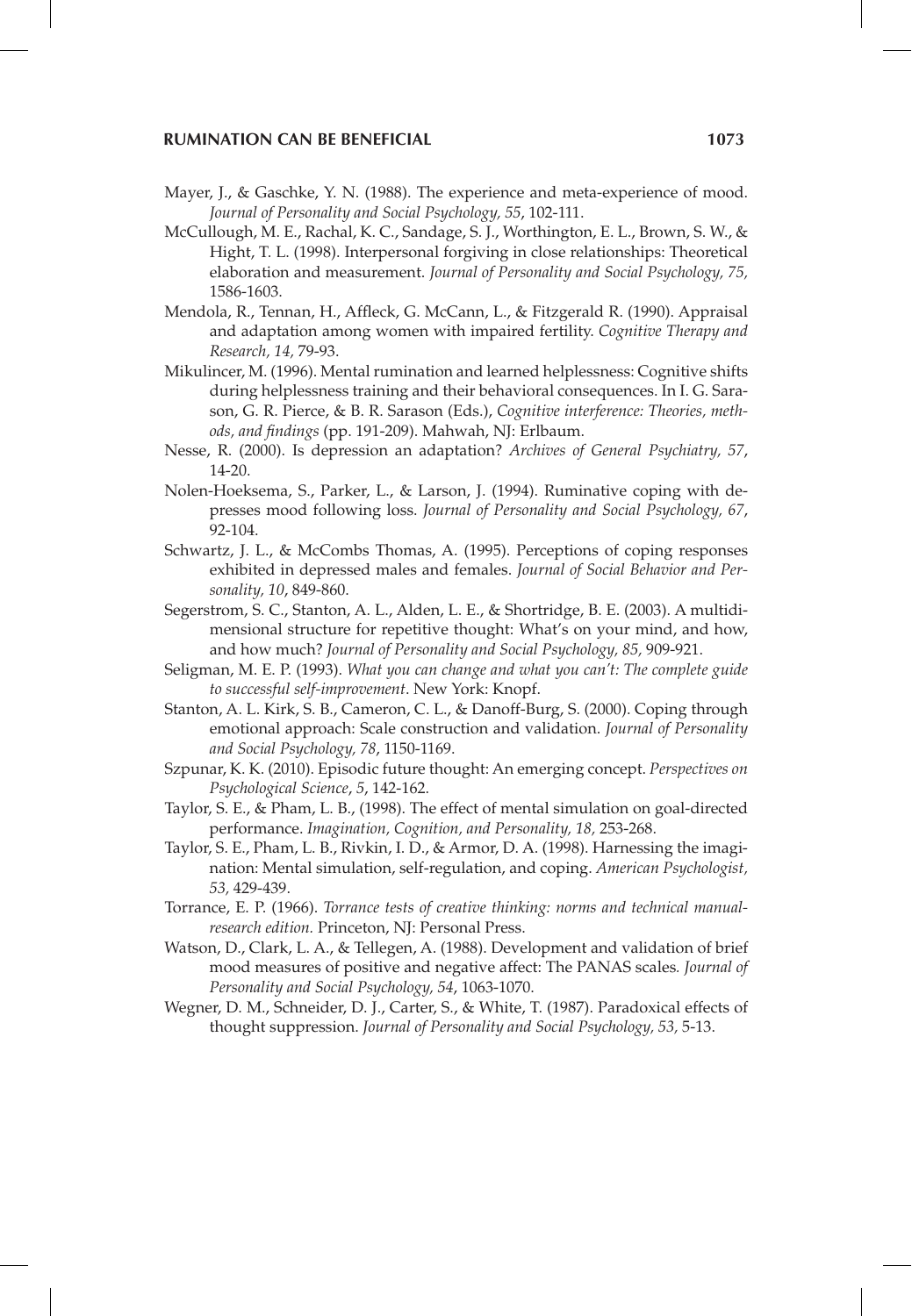Mayer, J., & Gaschke, Y. N. (1988). The experience and meta-experience of mood. *Journal of Personality and Social Psychology, 55*, 102-111.

McCullough, M. E., Rachal, K. C., Sandage, S. J., Worthington, E. L., Brown, S. W., & Hight, T. L. (1998). Interpersonal forgiving in close relationships: Theoretical elaboration and measurement. *Journal of Personality and Social Psychology, 75,* 1586-1603.

Mendola, R., Tennan, H., Affleck, G. McCann, L., & Fitzgerald R. (1990). Appraisal and adaptation among women with impaired fertility. *Cognitive Therapy and Research, 14,* 79-93.

Mikulincer, M. (1996). Mental rumination and learned helplessness: Cognitive shifts during helplessness training and their behavioral consequences. In I. G. Sarason, G. R. Pierce, & B. R. Sarason (Eds.), *Cognitive interference: Theories, methods, and findings* (pp. 191-209). Mahwah, NJ: Erlbaum.

Nesse, R. (2000). Is depression an adaptation? *Archives of General Psychiatry, 57*, 14-20.

Nolen-Hoeksema, S., Parker, L., & Larson, J. (1994). Ruminative coping with depresses mood following loss. *Journal of Personality and Social Psychology, 67*, 92-104.

Schwartz, J. L., & McCombs Thomas, A. (1995). Perceptions of coping responses exhibited in depressed males and females. *Journal of Social Behavior and Personality, 10*, 849-860.

Segerstrom, S. C., Stanton, A. L., Alden, L. E., & Shortridge, B. E. (2003). A multidimensional structure for repetitive thought: What's on your mind, and how, and how much? *Journal of Personality and Social Psychology, 85,* 909-921.

Seligman, M. E. P. (1993). *What you can change and what you can't: The complete guide to successful self-improvement*. New York: Knopf.

Stanton, A. L. Kirk, S. B., Cameron, C. L., & Danoff-Burg, S. (2000). Coping through emotional approach: Scale construction and validation. *Journal of Personality and Social Psychology, 78*, 1150-1169.

Szpunar, K. K. (2010). Episodic future thought: An emerging concept. *Perspectives on Psychological Science*, *5*, 142-162.

Taylor, S. E., & Pham, L. B., (1998). The effect of mental simulation on goal-directed performance. *Imagination, Cognition, and Personality, 18,* 253-268.

Taylor, S. E., Pham, L. B., Rivkin, I. D., & Armor, D. A. (1998). Harnessing the imagination: Mental simulation, self-regulation, and coping. *American Psychologist, 53,* 429-439.

Torrance, E. P. (1966). *Torrance tests of creative thinking: norms and technical manual-research edition.* Princeton, NJ: Personal Press.

Watson, D., Clark, L. A., & Tellegen, A. (1988). Development and validation of brief mood measures of positive and negative affect: The PANAS scales. *Journal of Personality and Social Psychology, 54*, 1063-1070.

Wegner, D. M., Schneider, D. J., Carter, S., & White, T. (1987). Paradoxical effects of thought suppression. *Journal of Personality and Social Psychology, 53,* 5-13.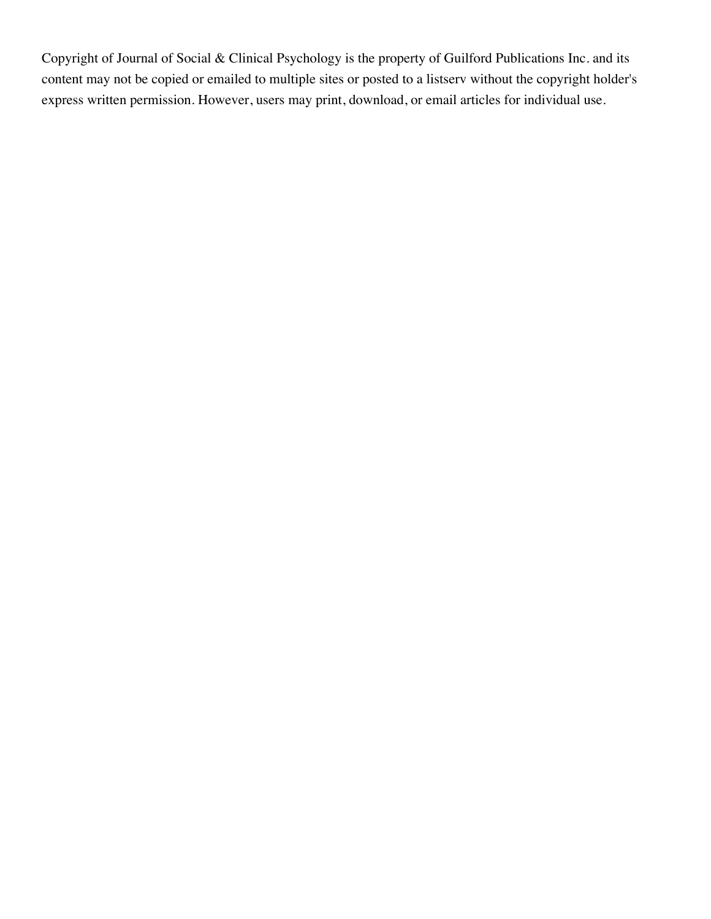Copyright of Journal of Social & Clinical Psychology is the property of Guilford Publications Inc. and its content may not be copied or emailed to multiple sites or posted to a listserv without the copyright holder's express written permission. However, users may print, download, or email articles for individual use.